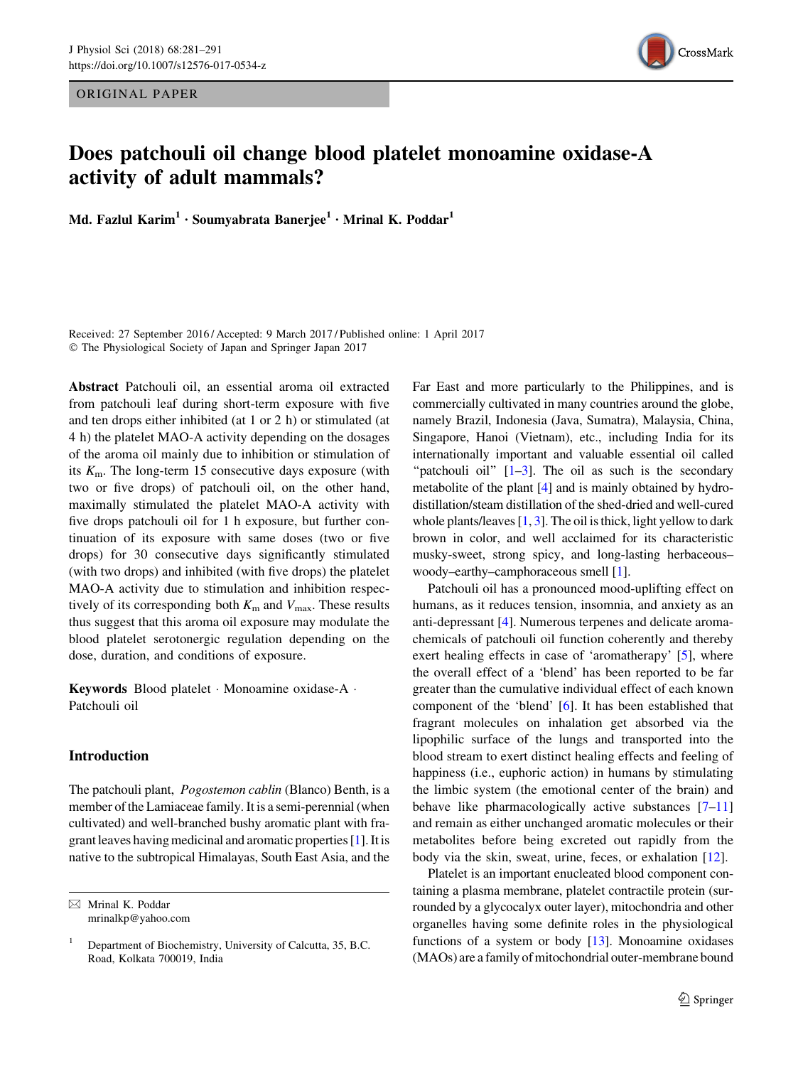ORIGINAL PAPER

# Does patchouli oil change blood platelet monoamine oxidase-A activity of adult mammals?

**Md. Fazlul Karim[1] · Soumyabrata Banerjee[1] · Mrinal K. Poddar[1]**

Received: 27 September 2016 / Accepted: 9 March 2017 / Published online: 1 April 2017
© The Physiological Society of Japan and Springer Japan 2017

**Abstract** Patchouli oil, an essential aroma oil extracted from patchouli leaf during short-term exposure with five and ten drops either inhibited (at 1 or 2 h) or stimulated (at 4 h) the platelet MAO-A activity depending on the dosages of the aroma oil mainly due to inhibition or stimulation of its $K_m$. The long-term 15 consecutive days exposure (with two or five drops) of patchouli oil, on the other hand, maximally stimulated the platelet MAO-A activity with five drops patchouli oil for 1 h exposure, but further continuation of its exposure with same doses (two or five drops) for 30 consecutive days significantly stimulated (with two drops) and inhibited (with five drops) the platelet MAO-A activity due to stimulation and inhibition respectively of its corresponding both $K_m$ and $V_{max}$. These results thus suggest that this aroma oil exposure may modulate the blood platelet serotonergic regulation depending on the dose, duration, and conditions of exposure.

**Keywords** Blood platelet · Monoamine oxidase-A · Patchouli oil

## Introduction

The patchouli plant, *Pogostemon cablin* (Blanco) Benth, is a member of the Lamiaceae family. It is a semi-perennial (when cultivated) and well-branched bushy aromatic plant with fragrant leaves having medicinal and aromatic properties [1]. It is native to the subtropical Himalayas, South East Asia, and the Far East and more particularly to the Philippines, and is commercially cultivated in many countries around the globe, namely Brazil, Indonesia (Java, Sumatra), Malaysia, China, Singapore, Hanoi (Vietnam), etc., including India for its internationally important and valuable essential oil called "patchouli oil" [1–3]. The oil as such is the secondary metabolite of the plant [4] and is mainly obtained by hydro-distillation/steam distillation of the shed-dried and well-cured whole plants/leaves [1, 3]. The oil is thick, light yellow to dark brown in color, and well acclaimed for its characteristic musky-sweet, strong spicy, and long-lasting herbaceous–woody–earthy–camphoraceous smell [1].

Patchouli oil has a pronounced mood-uplifting effect on humans, as it reduces tension, insomnia, and anxiety as an anti-depressant [4]. Numerous terpenes and delicate aroma-chemicals of patchouli oil function coherently and thereby exert healing effects in case of 'aromatherapy' [5], where the overall effect of a 'blend' has been reported to be far greater than the cumulative individual effect of each known component of the 'blend' [6]. It has been established that fragrant molecules on inhalation get absorbed via the lipophilic surface of the lungs and transported into the blood stream to exert distinct healing effects and feeling of happiness (i.e., euphoric action) in humans by stimulating the limbic system (the emotional center of the brain) and behave like pharmacologically active substances [7–11] and remain as either unchanged aromatic molecules or their metabolites before being excreted out rapidly from the body via the skin, sweat, urine, feces, or exhalation [12].

Platelet is an important enucleated blood component containing a plasma membrane, platelet contractile protein (surrounded by a glycocalyx outer layer), mitochondria and other organelles having some definite roles in the physiological functions of a system or body [13]. Monoamine oxidases (MAOs) are a family of mitochondrial outer-membrane bound

✉ Mrinal K. Poddar
mrinalkp@yahoo.com

[1] Department of Biochemistry, University of Calcutta, 35, B.C. Road, Kolkata 700019, India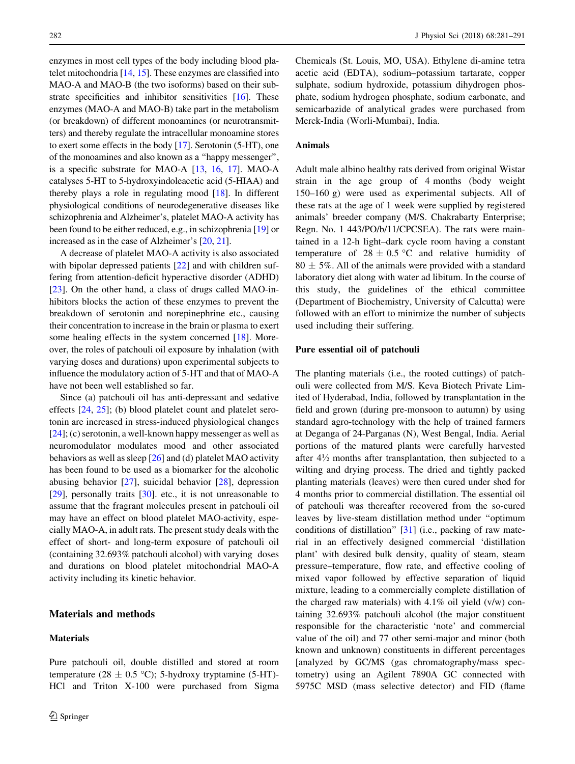enzymes in most cell types of the body including blood platelet mitochondria [14, 15]. These enzymes are classified into MAO-A and MAO-B (the two isoforms) based on their substrate specificities and inhibitor sensitivities [16]. These enzymes (MAO-A and MAO-B) take part in the metabolism (or breakdown) of different monoamines (or neurotransmitters) and thereby regulate the intracellular monoamine stores to exert some effects in the body [17]. Serotonin (5-HT), one of the monoamines and also known as a "happy messenger", is a specific substrate for MAO-A [13, 16, 17]. MAO-A catalyses 5-HT to 5-hydroxyindoleacetic acid (5-HIAA) and thereby plays a role in regulating mood [18]. In different physiological conditions of neurodegenerative diseases like schizophrenia and Alzheimer's, platelet MAO-A activity has been found to be either reduced, e.g., in schizophrenia [19] or increased as in the case of Alzheimer's [20, 21].

A decrease of platelet MAO-A activity is also associated with bipolar depressed patients [22] and with children suffering from attention-deficit hyperactive disorder (ADHD) [23]. On the other hand, a class of drugs called MAO-inhibitors blocks the action of these enzymes to prevent the breakdown of serotonin and norepinephrine etc., causing their concentration to increase in the brain or plasma to exert some healing effects in the system concerned [18]. Moreover, the roles of patchouli oil exposure by inhalation (with varying doses and durations) upon experimental subjects to influence the modulatory action of 5-HT and that of MAO-A have not been well established so far.

Since (a) patchouli oil has anti-depressant and sedative effects [24, 25]; (b) blood platelet count and platelet serotonin are increased in stress-induced physiological changes [24]; (c) serotonin, a well-known happy messenger as well as neuromodulator modulates mood and other associated behaviors as well as sleep [26] and (d) platelet MAO activity has been found to be used as a biomarker for the alcoholic abusing behavior [27], suicidal behavior [28], depression [29], personally traits [30]. etc., it is not unreasonable to assume that the fragrant molecules present in patchouli oil may have an effect on blood platelet MAO-activity, especially MAO-A, in adult rats. The present study deals with the effect of short- and long-term exposure of patchouli oil (containing 32.693% patchouli alcohol) with varying doses and durations on blood platelet mitochondrial MAO-A activity including its kinetic behavior.

## Materials and methods

### Materials

Pure patchouli oil, double distilled and stored at room temperature (28 ± 0.5 °C); 5-hydroxy tryptamine (5-HT)-HCl and Triton X-100 were purchased from Sigma Chemicals (St. Louis, MO, USA). Ethylene di-amine tetra acetic acid (EDTA), sodium–potassium tartarate, copper sulphate, sodium hydroxide, potassium dihydrogen phosphate, sodium hydrogen phosphate, sodium carbonate, and semicarbazide of analytical grades were purchased from Merck-India (Worli-Mumbai), India.

### Animals

Adult male albino healthy rats derived from original Wistar strain in the age group of 4 months (body weight 150–160 g) were used as experimental subjects. All of these rats at the age of 1 week were supplied by registered animals' breeder company (M/S. Chakrabarty Enterprise; Regn. No. 1 443/PO/b/11/CPCSEA). The rats were maintained in a 12-h light–dark cycle room having a constant temperature of 28 ± 0.5 °C and relative humidity of 80 ± 5%. All of the animals were provided with a standard laboratory diet along with water ad libitum. In the course of this study, the guidelines of the ethical committee (Department of Biochemistry, University of Calcutta) were followed with an effort to minimize the number of subjects used including their suffering.

### Pure essential oil of patchouli

The planting materials (i.e., the rooted cuttings) of patchouli were collected from M/S. Keva Biotech Private Limited of Hyderabad, India, followed by transplantation in the field and grown (during pre-monsoon to autumn) by using standard agro-technology with the help of trained farmers at Deganga of 24-Parganas (N), West Bengal, India. Aerial portions of the matured plants were carefully harvested after 4½ months after transplantation, then subjected to a wilting and drying process. The dried and tightly packed planting materials (leaves) were then cured under shed for 4 months prior to commercial distillation. The essential oil of patchouli was thereafter recovered from the so-cured leaves by live-steam distillation method under "optimum conditions of distillation" [31] (i.e., packing of raw material in an effectively designed commercial 'distillation plant' with desired bulk density, quality of steam, steam pressure–temperature, flow rate, and effective cooling of mixed vapor followed by effective separation of liquid mixture, leading to a commercially complete distillation of the charged raw materials) with 4.1% oil yield (v/w) containing 32.693% patchouli alcohol (the major constituent responsible for the characteristic 'note' and commercial value of the oil) and 77 other semi-major and minor (both known and unknown) constituents in different percentages [analyzed by GC/MS (gas chromatography/mass spectometry) using an Agilent 7890A GC connected with 5975C MSD (mass selective detector) and FID (flame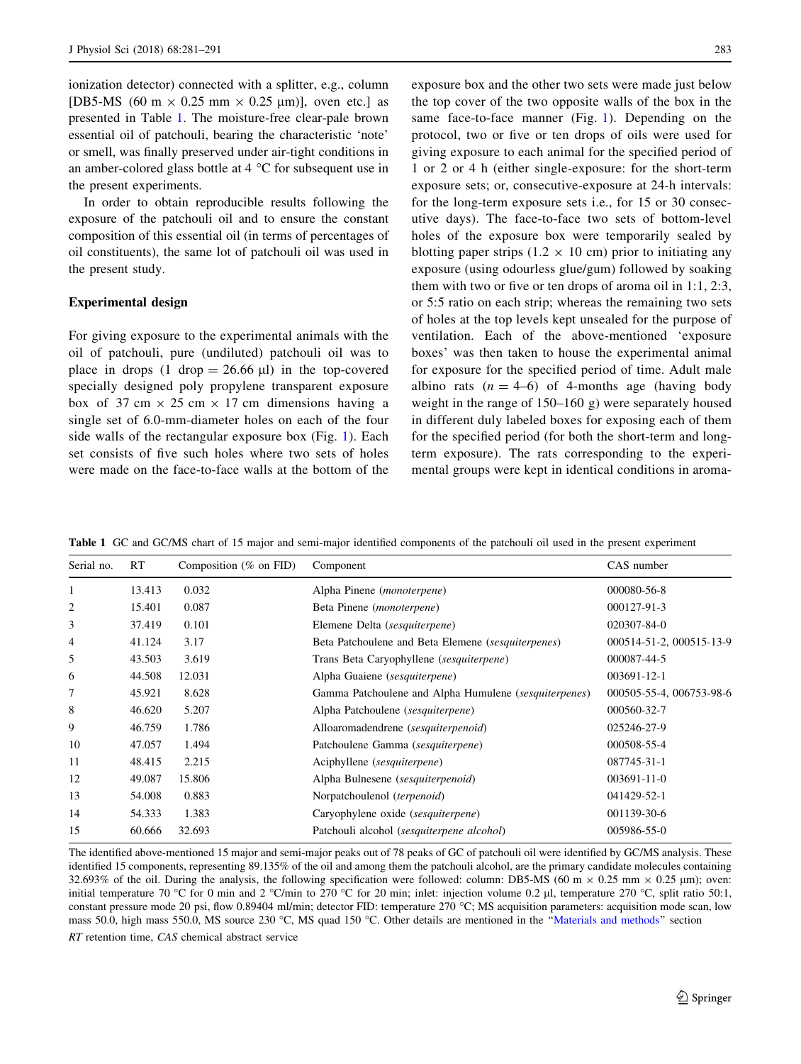ionization detector) connected with a splitter, e.g., column [DB5-MS (60 m × 0.25 mm × 0.25 μm)], oven etc.] as presented in Table 1. The moisture-free clear-pale brown essential oil of patchouli, bearing the characteristic 'note' or smell, was finally preserved under air-tight conditions in an amber-colored glass bottle at 4 °C for subsequent use in the present experiments.

In order to obtain reproducible results following the exposure of the patchouli oil and to ensure the constant composition of this essential oil (in terms of percentages of oil constituents), the same lot of patchouli oil was used in the present study.

### Experimental design

For giving exposure to the experimental animals with the oil of patchouli, pure (undiluted) patchouli oil was to place in drops (1 drop = 26.66 μl) in the top-covered specially designed poly propylene transparent exposure box of 37 cm × 25 cm × 17 cm dimensions having a single set of 6.0-mm-diameter holes on each of the four side walls of the rectangular exposure box (Fig. 1). Each set consists of five such holes where two sets of holes were made on the face-to-face walls at the bottom of the exposure box and the other two sets were made just below the top cover of the two opposite walls of the box in the same face-to-face manner (Fig. 1). Depending on the protocol, two or five or ten drops of oils were used for giving exposure to each animal for the specified period of 1 or 2 or 4 h (either single-exposure: for the short-term exposure sets; or, consecutive-exposure at 24-h intervals: for the long-term exposure sets i.e., for 15 or 30 consecutive days). The face-to-face two sets of bottom-level holes of the exposure box were temporarily sealed by blotting paper strips (1.2 × 10 cm) prior to initiating any exposure (using odourless glue/gum) followed by soaking them with two or five or ten drops of aroma oil in 1:1, 2:3, or 5:5 ratio on each strip; whereas the remaining two sets of holes at the top levels kept unsealed for the purpose of ventilation. Each of the above-mentioned 'exposure boxes' was then taken to house the experimental animal for exposure for the specified period of time. Adult male albino rats ($n = 4$–6) of 4-months age (having body weight in the range of 150–160 g) were separately housed in different duly labeled boxes for exposing each of them for the specified period (for both the short-term and long-term exposure). The rats corresponding to the experimental groups were kept in identical conditions in aroma-

**Table 1** GC and GC/MS chart of 15 major and semi-major identified components of the patchouli oil used in the present experiment

| Serial no. | RT | Composition (% on FID) | Component | CAS number |
|---|---|---|---|---|
| 1 | 13.413 | 0.032 | Alpha Pinene (*monoterpene*) | 000080-56-8 |
| 2 | 15.401 | 0.087 | Beta Pinene (*monoterpene*) | 000127-91-3 |
| 3 | 37.419 | 0.101 | Elemene Delta (*sesquiterpene*) | 020307-84-0 |
| 4 | 41.124 | 3.17 | Beta Patchoulene and Beta Elemene (*sesquiterpenes*) | 000514-51-2, 000515-13-9 |
| 5 | 43.503 | 3.619 | Trans Beta Caryophyllene (*sesquiterpene*) | 000087-44-5 |
| 6 | 44.508 | 12.031 | Alpha Guaiene (*sesquiterpene*) | 003691-12-1 |
| 7 | 45.921 | 8.628 | Gamma Patchoulene and Alpha Humulene (*sesquiterpenes*) | 000505-55-4, 006753-98-6 |
| 8 | 46.620 | 5.207 | Alpha Patchoulene (*sesquiterpene*) | 000560-32-7 |
| 9 | 46.759 | 1.786 | Alloaromadendrene (*sesquiterpenoid*) | 025246-27-9 |
| 10 | 47.057 | 1.494 | Patchoulene Gamma (*sesquiterpene*) | 000508-55-4 |
| 11 | 48.415 | 2.215 | Aciphyllene (*sesquiterpene*) | 087745-31-1 |
| 12 | 49.087 | 15.806 | Alpha Bulnesene (*sesquiterpenoid*) | 003691-11-0 |
| 13 | 54.008 | 0.883 | Norpatchoulenol (*terpenoid*) | 041429-52-1 |
| 14 | 54.333 | 1.383 | Caryophylene oxide (*sesquiterpene*) | 001139-30-6 |
| 15 | 60.666 | 32.693 | Patchouli alcohol (*sesquiterpene alcohol*) | 005986-55-0 |

The identified above-mentioned 15 major and semi-major peaks out of 78 peaks of GC of patchouli oil were identified by GC/MS analysis. These identified 15 components, representing 89.135% of the oil and among them the patchouli alcohol, are the primary candidate molecules containing 32.693% of the oil. During the analysis, the following specification were followed: column: DB5-MS (60 m × 0.25 mm × 0.25 μm); oven: initial temperature 70 °C for 0 min and 2 °C/min to 270 °C for 20 min; inlet: injection volume 0.2 μl, temperature 270 °C, split ratio 50:1, constant pressure mode 20 psi, flow 0.89404 ml/min; detector FID: temperature 270 °C; MS acquisition parameters: acquisition mode scan, low mass 50.0, high mass 550.0, MS source 230 °C, MS quad 150 °C. Other details are mentioned in the "Materials and methods" section

*RT* retention time, *CAS* chemical abstract service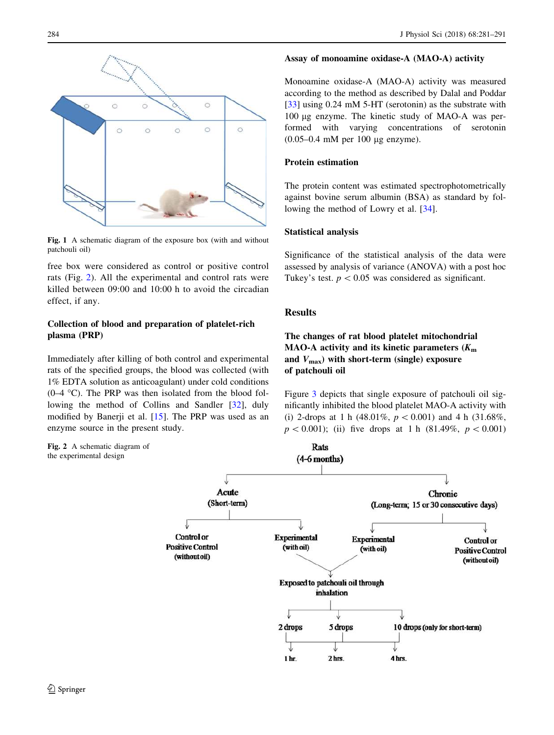Fig. 1 A schematic diagram of the exposure box (with and without patchouli oil)

free box were considered as control or positive control rats (Fig. 2). All the experimental and control rats were killed between 09:00 and 10:00 h to avoid the circadian effect, if any.

### Collection of blood and preparation of platelet-rich plasma (PRP)

Immediately after killing of both control and experimental rats of the specified groups, the blood was collected (with 1% EDTA solution as anticoagulant) under cold conditions (0–4 °C). The PRP was then isolated from the blood following the method of Collins and Sandler [32], duly modified by Banerji et al. [15]. The PRP was used as an enzyme source in the present study.

Fig. 2 A schematic diagram of the experimental design

### Assay of monoamine oxidase-A (MAO-A) activity

Monoamine oxidase-A (MAO-A) activity was measured according to the method as described by Dalal and Poddar [33] using 0.24 mM 5-HT (serotonin) as the substrate with 100 µg enzyme. The kinetic study of MAO-A was performed with varying concentrations of serotonin (0.05–0.4 mM per 100 µg enzyme).

### Protein estimation

The protein content was estimated spectrophotometrically against bovine serum albumin (BSA) as standard by following the method of Lowry et al. [34].

### Statistical analysis

Significance of the statistical analysis of the data were assessed by analysis of variance (ANOVA) with a post hoc Tukey's test. $p < 0.05$ was considered as significant.

## Results

### The changes of rat blood platelet mitochondrial MAO-A activity and its kinetic parameters ($K_m$ and $V_{max}$) with short-term (single) exposure of patchouli oil

Figure 3 depicts that single exposure of patchouli oil significantly inhibited the blood platelet MAO-A activity with (i) 2-drops at 1 h (48.01%, $p < 0.001$) and 4 h (31.68%, $p < 0.001$); (ii) five drops at 1 h (81.49%, $p < 0.001$)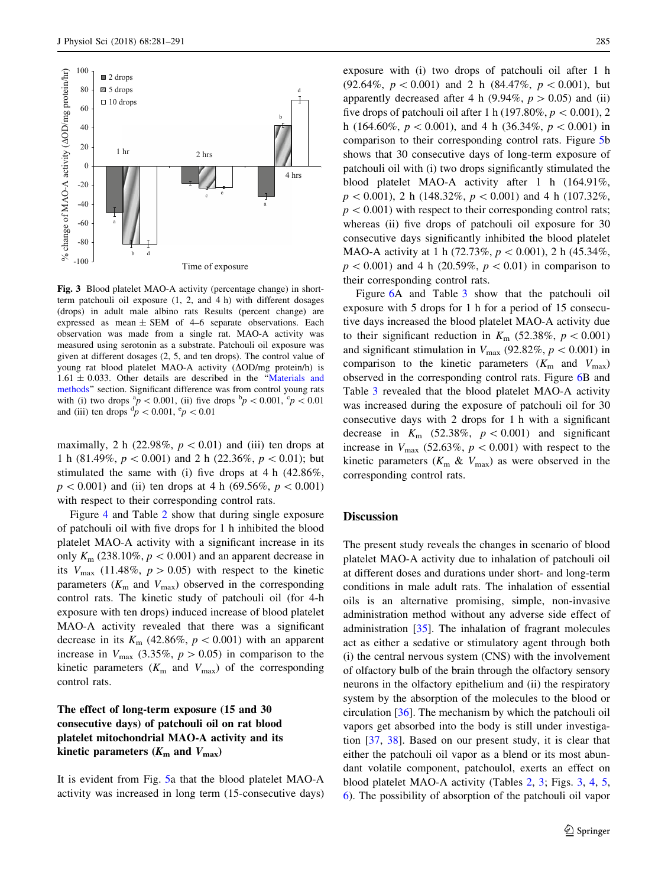Fig. 3 Blood platelet MAO-A activity (percentage change) in short-term patchouli oil exposure (1, 2, and 4 h) with different dosages (drops) in adult male albino rats Results (percent change) are expressed as mean ± SEM of 4–6 separate observations. Each observation was made from a single rat. MAO-A activity was measured using serotonin as a substrate. Patchouli oil exposure was given at different dosages (2, 5, and ten drops). The control value of young rat blood platelet MAO-A activity (ΔOD/mg protein/h) is 1.61 ± 0.033. Other details are described in the "Materials and methods" section. Significant difference was from control young rats with (i) two drops [a]$p < 0.001$, (ii) five drops [b]$p < 0.001$, [c]$p < 0.01$ and (iii) ten drops [d]$p < 0.001$, [e]$p < 0.01$

maximally, 2 h (22.98%, $p < 0.01$) and (iii) ten drops at 1 h (81.49%, $p < 0.001$) and 2 h (22.36%, $p < 0.01$); but stimulated the same with (i) five drops at 4 h (42.86%, $p < 0.001$) and (ii) ten drops at 4 h (69.56%, $p < 0.001$) with respect to their corresponding control rats.

Figure 4 and Table 2 show that during single exposure of patchouli oil with five drops for 1 h inhibited the blood platelet MAO-A activity with a significant increase in its only $K_m$ (238.10%, $p < 0.001$) and an apparent decrease in its $V_{max}$ (11.48%, $p > 0.05$) with respect to the kinetic parameters ($K_m$ and $V_{max}$) observed in the corresponding control rats. The kinetic study of patchouli oil (for 4-h exposure with ten drops) induced increase of blood platelet MAO-A activity revealed that there was a significant decrease in its $K_m$ (42.86%, $p < 0.001$) with an apparent increase in $V_{max}$ (3.35%, $p > 0.05$) in comparison to the kinetic parameters ($K_m$ and $V_{max}$) of the corresponding control rats.

### The effect of long-term exposure (15 and 30 consecutive days) of patchouli oil on rat blood platelet mitochondrial MAO-A activity and its kinetic parameters ($K_m$ and $V_{max}$)

It is evident from Fig. 5a that the blood platelet MAO-A activity was increased in long term (15-consecutive days) exposure with (i) two drops of patchouli oil after 1 h (92.64%, $p < 0.001$) and 2 h (84.47%, $p < 0.001$), but apparently decreased after 4 h (9.94%, $p > 0.05$) and (ii) five drops of patchouli oil after 1 h (197.80%, $p < 0.001$), 2 h (164.60%, $p < 0.001$), and 4 h (36.34%, $p < 0.001$) in comparison to their corresponding control rats. Figure 5b shows that 30 consecutive days of long-term exposure of patchouli oil with (i) two drops significantly stimulated the blood platelet MAO-A activity after 1 h (164.91%, $p < 0.001$), 2 h (148.32%, $p < 0.001$) and 4 h (107.32%, $p < 0.001$) with respect to their corresponding control rats; whereas (ii) five drops of patchouli oil exposure for 30 consecutive days significantly inhibited the blood platelet MAO-A activity at 1 h (72.73%, $p < 0.001$), 2 h (45.34%, $p < 0.001$) and 4 h (20.59%, $p < 0.01$) in comparison to their corresponding control rats.

Figure 6A and Table 3 show that the patchouli oil exposure with 5 drops for 1 h for a period of 15 consecutive days increased the blood platelet MAO-A activity due to their significant reduction in $K_m$ (52.38%, $p < 0.001$) and significant stimulation in $V_{max}$ (92.82%, $p < 0.001$) in comparison to the kinetic parameters ($K_m$ and $V_{max}$) observed in the corresponding control rats. Figure 6B and Table 3 revealed that the blood platelet MAO-A activity was increased during the exposure of patchouli oil for 30 consecutive days with 2 drops for 1 h with a significant decrease in $K_m$ (52.38%, $p < 0.001$) and significant increase in $V_{max}$ (52.63%, $p < 0.001$) with respect to the kinetic parameters ($K_m$ & $V_{max}$) as were observed in the corresponding control rats.

## Discussion

The present study reveals the changes in scenario of blood platelet MAO-A activity due to inhalation of patchouli oil at different doses and durations under short- and long-term conditions in male adult rats. The inhalation of essential oils is an alternative promising, simple, non-invasive administration method without any adverse side effect of administration [35]. The inhalation of fragrant molecules act as either a sedative or stimulatory agent through both (i) the central nervous system (CNS) with the involvement of olfactory bulb of the brain through the olfactory sensory neurons in the olfactory epithelium and (ii) the respiratory system by the absorption of the molecules to the blood or circulation [36]. The mechanism by which the patchouli oil vapors get absorbed into the body is still under investigation [37, 38]. Based on our present study, it is clear that either the patchouli oil vapor as a blend or its most abundant volatile component, patchoulol, exerts an effect on blood platelet MAO-A activity (Tables 2, 3; Figs. 3, 4, 5, 6). The possibility of absorption of the patchouli oil vapor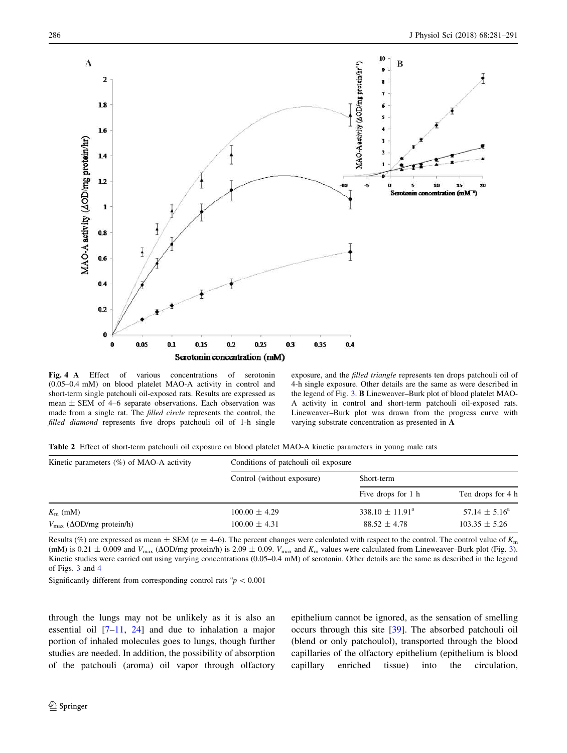**Fig. 4** **A** Effect of various concentrations of serotonin (0.05–0.4 mM) on blood platelet MAO-A activity in control and short-term single patchouli oil-exposed rats. Results are expressed as mean ± SEM of 4–6 separate observations. Each observation was made from a single rat. The *filled circle* represents the control, the *filled diamond* represents five drops patchouli oil of 1-h single exposure, and the *filled triangle* represents ten drops patchouli oil of 4-h single exposure. Other details are the same as were described in the legend of Fig. 3. **B** Lineweaver–Burk plot of blood platelet MAO-A activity in control and short-term patchouli oil-exposed rats. Lineweaver–Burk plot was drawn from the progress curve with varying substrate concentration as presented in **A**

**Table 2** Effect of short-term patchouli oil exposure on blood platelet MAO-A kinetic parameters in young male rats

| Kinetic parameters (%) of MAO-A activity | Conditions of patchouli oil exposure | | |
|---|---|---|---|
| | Control (without exposure) | Short-term | |
| | | Five drops for 1 h | Ten drops for 4 h |
| $K_m$ (mM) | 100.00 ± 4.29 | 338.10 ± 11.91[a] | 57.14 ± 5.16[a] |
| $V_{max}$ (ΔOD/mg protein/h) | 100.00 ± 4.31 | 88.52 ± 4.78 | 103.35 ± 5.26 |

Results (%) are expressed as mean ± SEM ($n = 4$–6). The percent changes were calculated with respect to the control. The control value of $K_m$ (mM) is 0.21 ± 0.009 and $V_{max}$ (ΔOD/mg protein/h) is 2.09 ± 0.09. $V_{max}$ and $K_m$ values were calculated from Lineweaver–Burk plot (Fig. 3). Kinetic studies were carried out using varying concentrations (0.05–0.4 mM) of serotonin. Other details are the same as described in the legend of Figs. 3 and 4

Significantly different from corresponding control rats [a]$p < 0.001$

through the lungs may not be unlikely as it is also an essential oil [7–11, 24] and due to inhalation a major portion of inhaled molecules goes to lungs, though further studies are needed. In addition, the possibility of absorption of the patchouli (aroma) oil vapor through olfactory epithelium cannot be ignored, as the sensation of smelling occurs through this site [39]. The absorbed patchouli oil (blend or only patchoulol), transported through the blood capillaries of the olfactory epithelium (epithelium is blood capillary enriched tissue) into the circulation,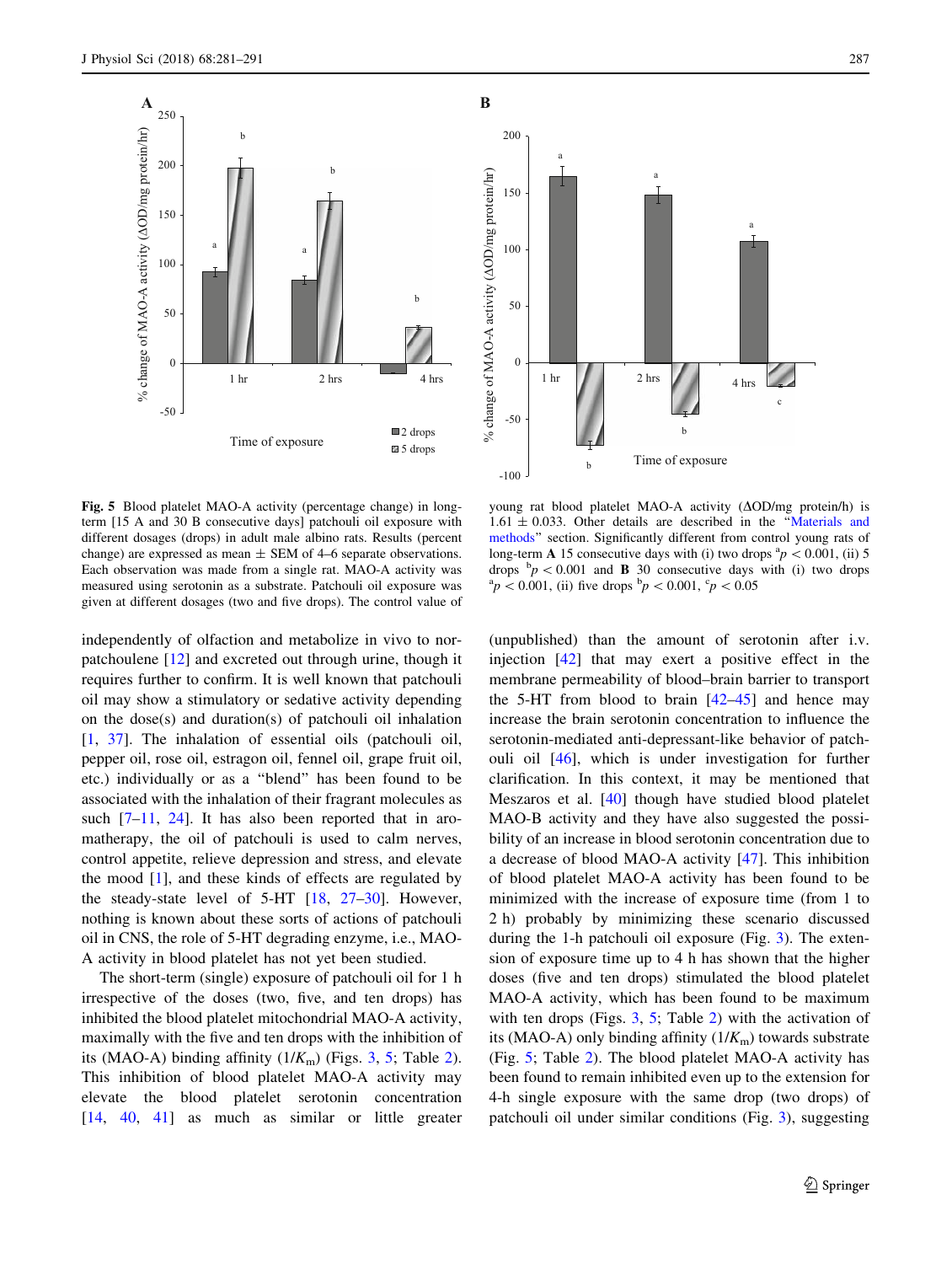**Fig. 5** Blood platelet MAO-A activity (percentage change) in long-term [15 A and 30 B consecutive days] patchouli oil exposure with different dosages (drops) in adult male albino rats. Results (percent change) are expressed as mean ± SEM of 4–6 separate observations. Each observation was made from a single rat. MAO-A activity was measured using serotonin as a substrate. Patchouli oil exposure was given at different dosages (two and five drops). The control value of young rat blood platelet MAO-A activity (ΔOD/mg protein/h) is 1.61 ± 0.033. Other details are described in the "Materials and methods" section. Significantly different from control young rats of long-term **A** 15 consecutive days with (i) two drops $^{a}p < 0.001$, (ii) 5 drops $^{b}p < 0.001$ and **B** 30 consecutive days with (i) two drops $^{a}p < 0.001$, (ii) five drops $^{b}p < 0.001$, $^{c}p < 0.05$

independently of olfaction and metabolize in vivo to nor-patchoulene [12] and excreted out through urine, though it requires further to confirm. It is well known that patchouli oil may show a stimulatory or sedative activity depending on the dose(s) and duration(s) of patchouli oil inhalation [1, 37]. The inhalation of essential oils (patchouli oil, pepper oil, rose oil, estragon oil, fennel oil, grape fruit oil, etc.) individually or as a "blend" has been found to be associated with the inhalation of their fragrant molecules as such [7–11, 24]. It has also been reported that in aromatherapy, the oil of patchouli is used to calm nerves, control appetite, relieve depression and stress, and elevate the mood [1], and these kinds of effects are regulated by the steady-state level of 5-HT [18, 27–30]. However, nothing is known about these sorts of actions of patchouli oil in CNS, the role of 5-HT degrading enzyme, i.e., MAO-A activity in blood platelet has not yet been studied.

The short-term (single) exposure of patchouli oil for 1 h irrespective of the doses (two, five, and ten drops) has inhibited the blood platelet mitochondrial MAO-A activity, maximally with the five and ten drops with the inhibition of its (MAO-A) binding affinity ($1/K_m$) (Figs. 3, 5; Table 2). This inhibition of blood platelet MAO-A activity may elevate the blood platelet serotonin concentration [14, 40, 41] as much as similar or little greater (unpublished) than the amount of serotonin after i.v. injection [42] that may exert a positive effect in the membrane permeability of blood–brain barrier to transport the 5-HT from blood to brain [42–45] and hence may increase the brain serotonin concentration to influence the serotonin-mediated anti-depressant-like behavior of patchouli oil [46], which is under investigation for further clarification. In this context, it may be mentioned that Meszaros et al. [40] though have studied blood platelet MAO-B activity and they have also suggested the possibility of an increase in blood serotonin concentration due to a decrease of blood MAO-A activity [47]. This inhibition of blood platelet MAO-A activity has been found to be minimized with the increase of exposure time (from 1 to 2 h) probably by minimizing these scenario discussed during the 1-h patchouli oil exposure (Fig. 3). The extension of exposure time up to 4 h has shown that the higher doses (five and ten drops) stimulated the blood platelet MAO-A activity, which has been found to be maximum with ten drops (Figs. 3, 5; Table 2) with the activation of its (MAO-A) only binding affinity ($1/K_m$) towards substrate (Fig. 5; Table 2). The blood platelet MAO-A activity has been found to remain inhibited even up to the extension for 4-h single exposure with the same drop (two drops) of patchouli oil under similar conditions (Fig. 3), suggesting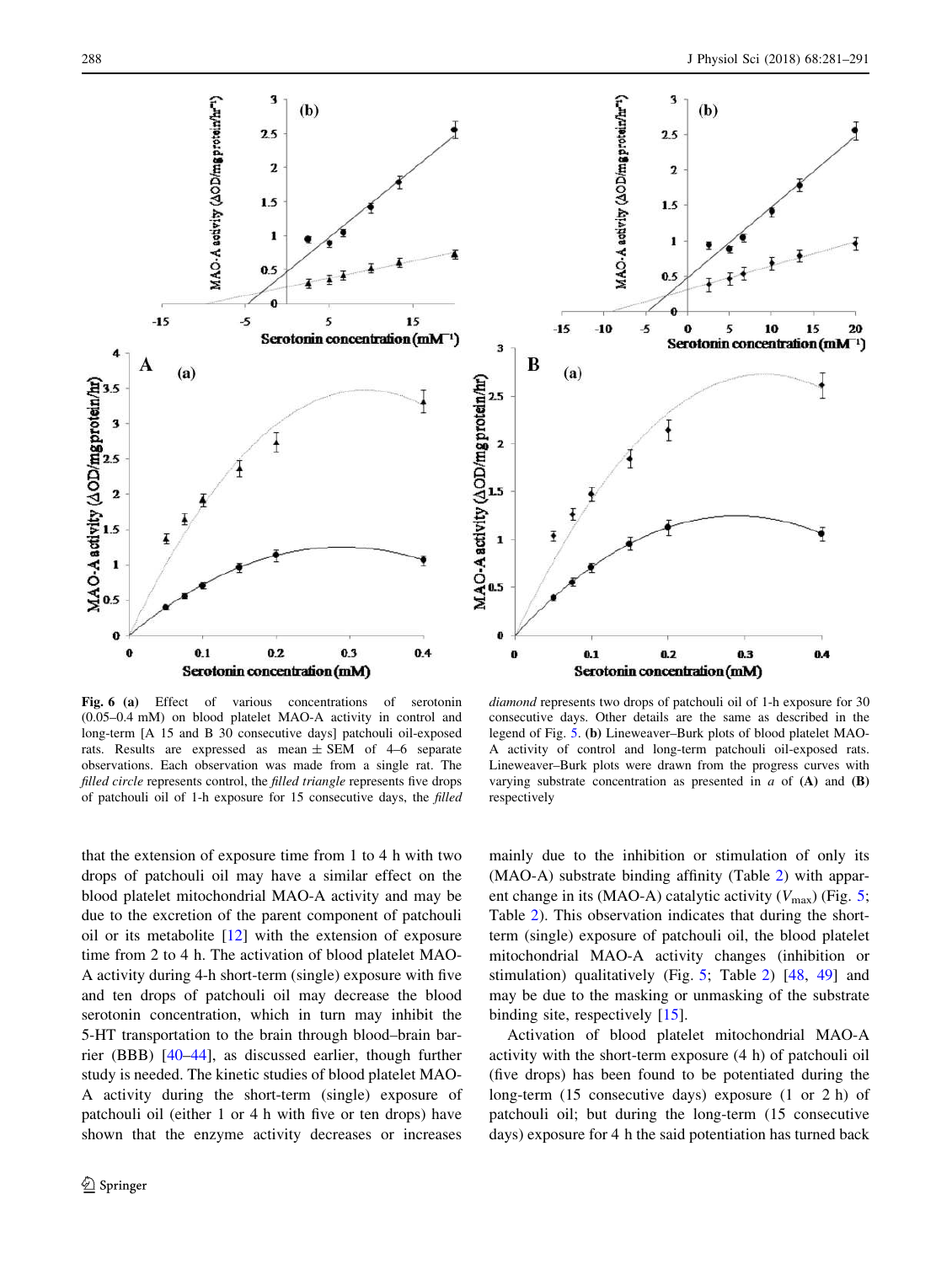**Fig. 6** **(a)** Effect of various concentrations of serotonin (0.05–0.4 mM) on blood platelet MAO-A activity in control and long-term [A 15 and B 30 consecutive days] patchouli oil-exposed rats. Results are expressed as mean ± SEM of 4–6 separate observations. Each observation was made from a single rat. The *filled circle* represents control, the *filled triangle* represents five drops of patchouli oil of 1-h exposure for 15 consecutive days, the *filled diamond* represents two drops of patchouli oil of 1-h exposure for 30 consecutive days. Other details are the same as described in the legend of Fig. 5. **(b)** Lineweaver–Burk plots of blood platelet MAO-A activity of control and long-term patchouli oil-exposed rats. Lineweaver–Burk plots were drawn from the progress curves with varying substrate concentration as presented in *a* of **(A)** and **(B)** respectively

that the extension of exposure time from 1 to 4 h with two drops of patchouli oil may have a similar effect on the blood platelet mitochondrial MAO-A activity and may be due to the excretion of the parent component of patchouli oil or its metabolite [12] with the extension of exposure time from 2 to 4 h. The activation of blood platelet MAO-A activity during 4-h short-term (single) exposure with five and ten drops of patchouli oil may decrease the blood serotonin concentration, which in turn may inhibit the 5-HT transportation to the brain through blood–brain barrier (BBB) [40–44], as discussed earlier, though further study is needed. The kinetic studies of blood platelet MAO-A activity during the short-term (single) exposure of patchouli oil (either 1 or 4 h with five or ten drops) have shown that the enzyme activity decreases or increases mainly due to the inhibition or stimulation of only its (MAO-A) substrate binding affinity (Table 2) with apparent change in its (MAO-A) catalytic activity ($V_{max}$) (Fig. 5; Table 2). This observation indicates that during the short-term (single) exposure of patchouli oil, the blood platelet mitochondrial MAO-A activity changes (inhibition or stimulation) qualitatively (Fig. 5; Table 2) [48, 49] and may be due to the masking or unmasking of the substrate binding site, respectively [15].

Activation of blood platelet mitochondrial MAO-A activity with the short-term exposure (4 h) of patchouli oil (five drops) has been found to be potentiated during the long-term (15 consecutive days) exposure (1 or 2 h) of patchouli oil; but during the long-term (15 consecutive days) exposure for 4 h the said potentiation has turned back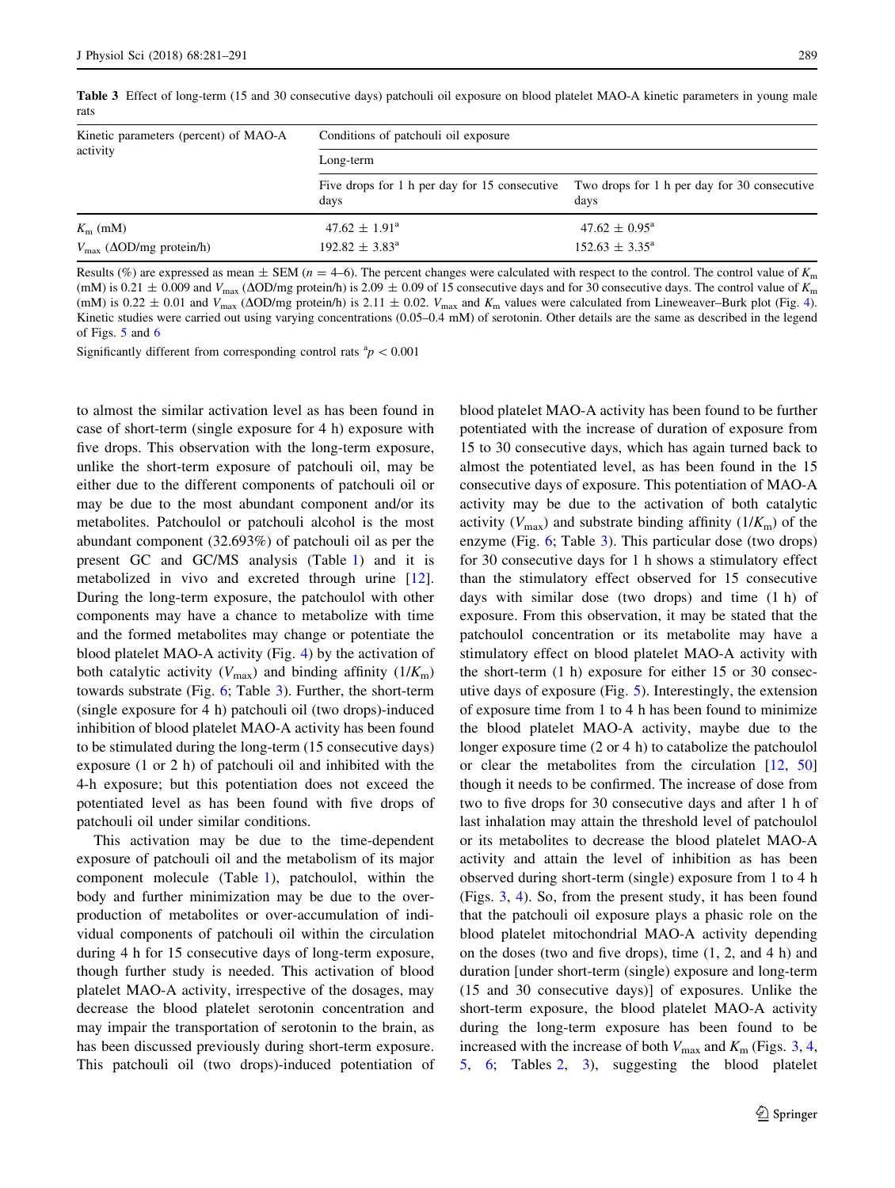**Table 3** Effect of long-term (15 and 30 consecutive days) patchouli oil exposure on blood platelet MAO-A kinetic parameters in young male rats

| Kinetic parameters (percent) of MAO-A activity | Conditions of patchouli oil exposure | |
|---|---|---|
| | Long-term | |
| | Five drops for 1 h per day for 15 consecutive days | Two drops for 1 h per day for 30 consecutive days |
| $K_m$ (mM) | 47.62 ± 1.91[a] | 47.62 ± 0.95[a] |
| $V_{max}$ (ΔOD/mg protein/h) | 192.82 ± 3.83[a] | 152.63 ± 3.35[a] |

Results (%) are expressed as mean ± SEM ($n$ = 4–6). The percent changes were calculated with respect to the control. The control value of $K_m$ (mM) is 0.21 ± 0.009 and $V_{max}$ (ΔOD/mg protein/h) is 2.09 ± 0.09 of 15 consecutive days and for 30 consecutive days. The control value of $K_m$ (mM) is 0.22 ± 0.01 and $V_{max}$ (ΔOD/mg protein/h) is 2.11 ± 0.02. $V_{max}$ and $K_m$ values were calculated from Lineweaver–Burk plot (Fig. 4). Kinetic studies were carried out using varying concentrations (0.05–0.4 mM) of serotonin. Other details are the same as described in the legend of Figs. 5 and 6

Significantly different from corresponding control rats [a]$p < 0.001$

to almost the similar activation level as has been found in case of short-term (single exposure for 4 h) exposure with five drops. This observation with the long-term exposure, unlike the short-term exposure of patchouli oil, may be either due to the different components of patchouli oil or may be due to the most abundant component and/or its metabolites. Patchoulol or patchouli alcohol is the most abundant component (32.693%) of patchouli oil as per the present GC and GC/MS analysis (Table 1) and it is metabolized in vivo and excreted through urine [12]. During the long-term exposure, the patchoulol with other components may have a chance to metabolize with time and the formed metabolites may change or potentiate the blood platelet MAO-A activity (Fig. 4) by the activation of both catalytic activity ($V_{max}$) and binding affinity ($1/K_m$) towards substrate (Fig. 6; Table 3). Further, the short-term (single exposure for 4 h) patchouli oil (two drops)-induced inhibition of blood platelet MAO-A activity has been found to be stimulated during the long-term (15 consecutive days) exposure (1 or 2 h) of patchouli oil and inhibited with the 4-h exposure; but this potentiation does not exceed the potentiated level as has been found with five drops of patchouli oil under similar conditions.

This activation may be due to the time-dependent exposure of patchouli oil and the metabolism of its major component molecule (Table 1), patchoulol, within the body and further minimization may be due to the over-production of metabolites or over-accumulation of individual components of patchouli oil within the circulation during 4 h for 15 consecutive days of long-term exposure, though further study is needed. This activation of blood platelet MAO-A activity, irrespective of the dosages, may decrease the blood platelet serotonin concentration and may impair the transportation of serotonin to the brain, as has been discussed previously during short-term exposure. This patchouli oil (two drops)-induced potentiation of blood platelet MAO-A activity has been found to be further potentiated with the increase of duration of exposure from 15 to 30 consecutive days, which has again turned back to almost the potentiated level, as has been found in the 15 consecutive days of exposure. This potentiation of MAO-A activity may be due to the activation of both catalytic activity ($V_{max}$) and substrate binding affinity ($1/K_m$) of the enzyme (Fig. 6; Table 3). This particular dose (two drops) for 30 consecutive days for 1 h shows a stimulatory effect than the stimulatory effect observed for 15 consecutive days with similar dose (two drops) and time (1 h) of exposure. From this observation, it may be stated that the patchoulol concentration or its metabolite may have a stimulatory effect on blood platelet MAO-A activity with the short-term (1 h) exposure for either 15 or 30 consecutive days of exposure (Fig. 5). Interestingly, the extension of exposure time from 1 to 4 h has been found to minimize the blood platelet MAO-A activity, maybe due to the longer exposure time (2 or 4 h) to catabolize the patchoulol or clear the metabolites from the circulation [12, 50] though it needs to be confirmed. The increase of dose from two to five drops for 30 consecutive days and after 1 h of last inhalation may attain the threshold level of patchoulol or its metabolites to decrease the blood platelet MAO-A activity and attain the level of inhibition as has been observed during short-term (single) exposure from 1 to 4 h (Figs. 3, 4). So, from the present study, it has been found that the patchouli oil exposure plays a phasic role on the blood platelet mitochondrial MAO-A activity depending on the doses (two and five drops), time (1, 2, and 4 h) and duration [under short-term (single) exposure and long-term (15 and 30 consecutive days)] of exposures. Unlike the short-term exposure, the blood platelet MAO-A activity during the long-term exposure has been found to be increased with the increase of both $V_{max}$ and $K_m$ (Figs. 3, 4, 5, 6; Tables 2, 3), suggesting the blood platelet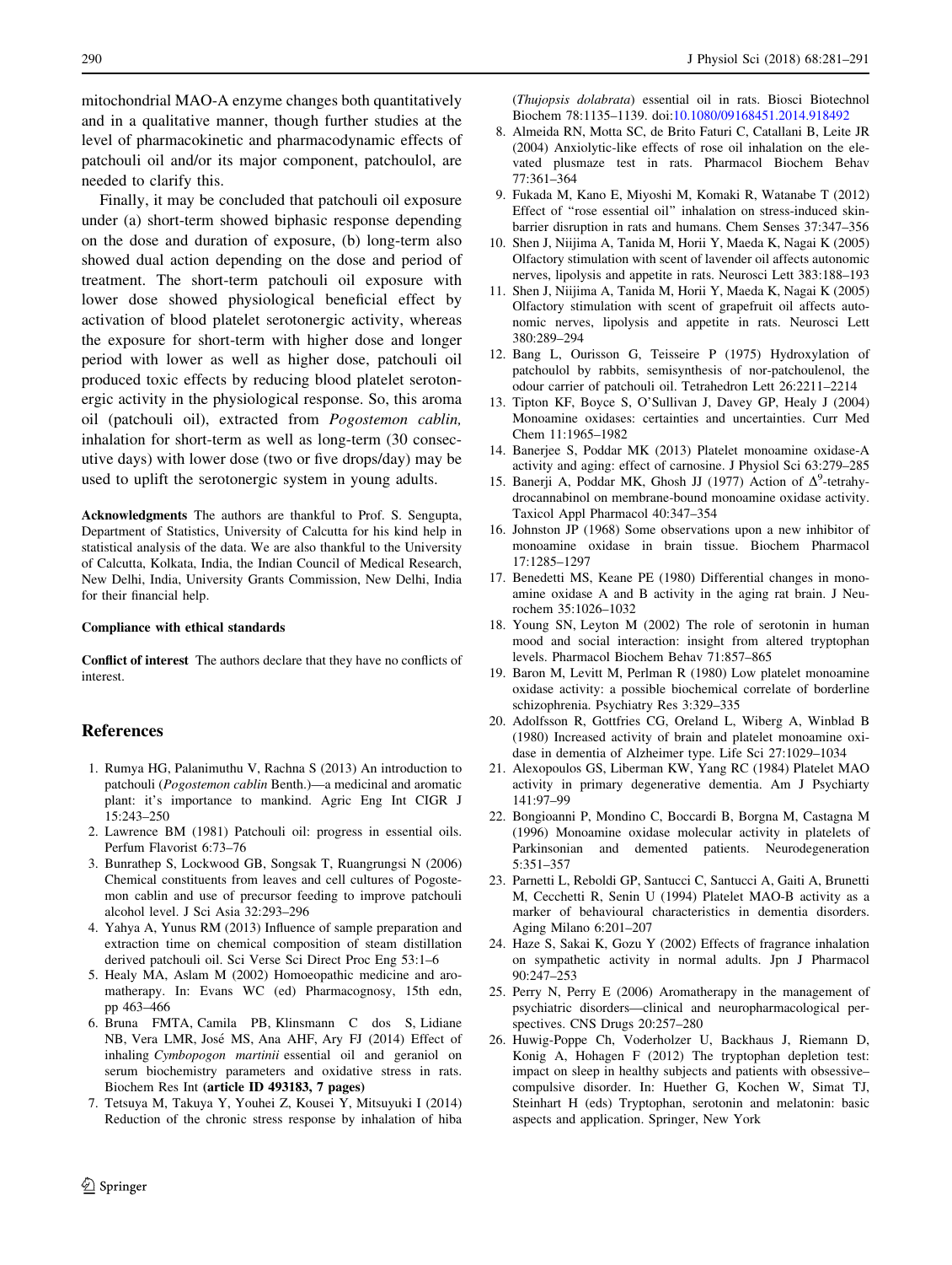mitochondrial MAO-A enzyme changes both quantitatively and in a qualitative manner, though further studies at the level of pharmacokinetic and pharmacodynamic effects of patchouli oil and/or its major component, patchoulol, are needed to clarify this.

Finally, it may be concluded that patchouli oil exposure under (a) short-term showed biphasic response depending on the dose and duration of exposure, (b) long-term also showed dual action depending on the dose and period of treatment. The short-term patchouli oil exposure with lower dose showed physiological beneficial effect by activation of blood platelet serotonergic activity, whereas the exposure for short-term with higher dose and longer period with lower as well as higher dose, patchouli oil produced toxic effects by reducing blood platelet serotonergic activity in the physiological response. So, this aroma oil (patchouli oil), extracted from *Pogostemon cablin,* inhalation for short-term as well as long-term (30 consecutive days) with lower dose (two or five drops/day) may be used to uplift the serotonergic system in young adults.

**Acknowledgments** The authors are thankful to Prof. S. Sengupta, Department of Statistics, University of Calcutta for his kind help in statistical analysis of the data. We are also thankful to the University of Calcutta, Kolkata, India, the Indian Council of Medical Research, New Delhi, India, University Grants Commission, New Delhi, India for their financial help.

**Compliance with ethical standards**

**Conflict of interest** The authors declare that they have no conflicts of interest.

## References

1. Rumya HG, Palanimuthu V, Rachna S (2013) An introduction to patchouli (*Pogostemon cablin* Benth.)—a medicinal and aromatic plant: it's importance to mankind. Agric Eng Int CIGR J 15:243–250
2. Lawrence BM (1981) Patchouli oil: progress in essential oils. Perfum Flavorist 6:73–76
3. Bunrathep S, Lockwood GB, Songsak T, Ruangrungsi N (2006) Chemical constituents from leaves and cell cultures of Pogostemon cablin and use of precursor feeding to improve patchouli alcohol level. J Sci Asia 32:293–296
4. Yahya A, Yunus RM (2013) Influence of sample preparation and extraction time on chemical composition of steam distillation derived patchouli oil. Sci Verse Sci Direct Proc Eng 53:1–6
5. Healy MA, Aslam M (2002) Homoeopathic medicine and aromatherapy. In: Evans WC (ed) Pharmacognosy, 15th edn, pp 463–466
6. Bruna FMTA, Camila PB, Klinsmann C dos S, Lidiane NB, Vera LMR, José MS, Ana AHF, Ary FJ (2014) Effect of inhaling *Cymbopogon martinii* essential oil and geraniol on serum biochemistry parameters and oxidative stress in rats. Biochem Res Int **(article ID 493183, 7 pages)**
7. Tetsuya M, Takuya Y, Youhei Z, Kousei Y, Mitsuyuki I (2014) Reduction of the chronic stress response by inhalation of hiba (*Thujopsis dolabrata*) essential oil in rats. Biosci Biotechnol Biochem 78:1135–1139. doi:10.1080/09168451.2014.918492
8. Almeida RN, Motta SC, de Brito Faturi C, Catallani B, Leite JR (2004) Anxiolytic-like effects of rose oil inhalation on the elevated plusmaze test in rats. Pharmacol Biochem Behav 77:361–364
9. Fukada M, Kano E, Miyoshi M, Komaki R, Watanabe T (2012) Effect of "rose essential oil" inhalation on stress-induced skin-barrier disruption in rats and humans. Chem Senses 37:347–356
10. Shen J, Niijima A, Tanida M, Horii Y, Maeda K, Nagai K (2005) Olfactory stimulation with scent of lavender oil affects autonomic nerves, lipolysis and appetite in rats. Neurosci Lett 383:188–193
11. Shen J, Niijima A, Tanida M, Horii Y, Maeda K, Nagai K (2005) Olfactory stimulation with scent of grapefruit oil affects autonomic nerves, lipolysis and appetite in rats. Neurosci Lett 380:289–294
12. Bang L, Ourisson G, Teisseire P (1975) Hydroxylation of patchoulol by rabbits, semisynthesis of nor-patchoulenol, the odour carrier of patchouli oil. Tetrahedron Lett 26:2211–2214
13. Tipton KF, Boyce S, O'Sullivan J, Davey GP, Healy J (2004) Monoamine oxidases: certainties and uncertainties. Curr Med Chem 11:1965–1982
14. Banerjee S, Poddar MK (2013) Platelet monoamine oxidase-A activity and aging: effect of carnosine. J Physiol Sci 63:279–285
15. Banerji A, Poddar MK, Ghosh JJ (1977) Action of $\Delta^9$-tetrahydrocannabinol on membrane-bound monoamine oxidase activity. Taxicol Appl Pharmacol 40:347–354
16. Johnston JP (1968) Some observations upon a new inhibitor of monoamine oxidase in brain tissue. Biochem Pharmacol 17:1285–1297
17. Benedetti MS, Keane PE (1980) Differential changes in monoamine oxidase A and B activity in the aging rat brain. J Neurochem 35:1026–1032
18. Young SN, Leyton M (2002) The role of serotonin in human mood and social interaction: insight from altered tryptophan levels. Pharmacol Biochem Behav 71:857–865
19. Baron M, Levitt M, Perlman R (1980) Low platelet monoamine oxidase activity: a possible biochemical correlate of borderline schizophrenia. Psychiatry Res 3:329–335
20. Adolfsson R, Gottfries CG, Oreland L, Wiberg A, Winblad B (1980) Increased activity of brain and platelet monoamine oxidase in dementia of Alzheimer type. Life Sci 27:1029–1034
21. Alexopoulos GS, Liberman KW, Yang RC (1984) Platelet MAO activity in primary degenerative dementia. Am J Psychiarty 141:97–99
22. Bongioanni P, Mondino C, Boccardi B, Borgna M, Castagna M (1996) Monoamine oxidase molecular activity in platelets of Parkinsonian and demented patients. Neurodegeneration 5:351–357
23. Parnetti L, Reboldi GP, Santucci C, Santucci A, Gaiti A, Brunetti M, Cecchetti R, Senin U (1994) Platelet MAO-B activity as a marker of behavioural characteristics in dementia disorders. Aging Milano 6:201–207
24. Haze S, Sakai K, Gozu Y (2002) Effects of fragrance inhalation on sympathetic activity in normal adults. Jpn J Pharmacol 90:247–253
25. Perry N, Perry E (2006) Aromatherapy in the management of psychiatric disorders—clinical and neuropharmacological perspectives. CNS Drugs 20:257–280
26. Huwig-Poppe Ch, Voderholzer U, Backhaus J, Riemann D, Konig A, Hohagen F (2012) The tryptophan depletion test: impact on sleep in healthy subjects and patients with obsessive–compulsive disorder. In: Huether G, Kochen W, Simat TJ, Steinhart H (eds) Tryptophan, serotonin and melatonin: basic aspects and application. Springer, New York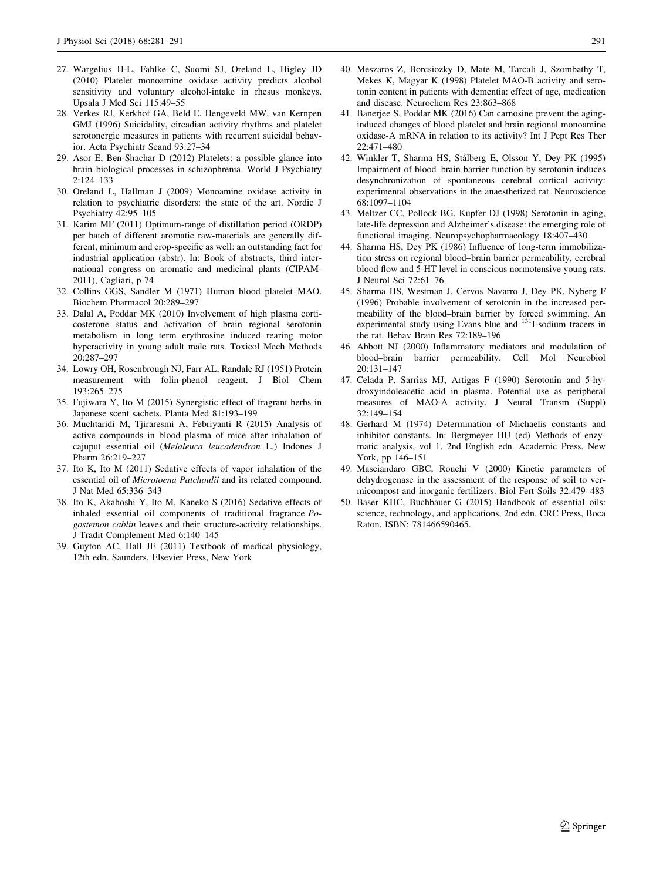27. Wargelius H-L, Fahlke C, Suomi SJ, Oreland L, Higley JD (2010) Platelet monoamine oxidase activity predicts alcohol sensitivity and voluntary alcohol-intake in rhesus monkeys. Upsala J Med Sci 115:49–55
28. Verkes RJ, Kerkhof GA, Beld E, Hengeveld MW, van Kernpen GMJ (1996) Suicidality, circadian activity rhythms and platelet serotonergic measures in patients with recurrent suicidal behavior. Acta Psychiatr Scand 93:27–34
29. Asor E, Ben-Shachar D (2012) Platelets: a possible glance into brain biological processes in schizophrenia. World J Psychiatry 2:124–133
30. Oreland L, Hallman J (2009) Monoamine oxidase activity in relation to psychiatric disorders: the state of the art. Nordic J Psychiatry 42:95–105
31. Karim MF (2011) Optimum-range of distillation period (ORDP) per batch of different aromatic raw-materials are generally different, minimum and crop-specific as well: an outstanding fact for industrial application (abstr). In: Book of abstracts, third international congress on aromatic and medicinal plants (CIPAM-2011), Cagliari, p 74
32. Collins GGS, Sandler M (1971) Human blood platelet MAO. Biochem Pharmacol 20:289–297
33. Dalal A, Poddar MK (2010) Involvement of high plasma corticosterone status and activation of brain regional serotonin metabolism in long term erythrosine induced rearing motor hyperactivity in young adult male rats. Toxicol Mech Methods 20:287–297
34. Lowry OH, Rosenbrough NJ, Farr AL, Randale RJ (1951) Protein measurement with folin-phenol reagent. J Biol Chem 193:265–275
35. Fujiwara Y, Ito M (2015) Synergistic effect of fragrant herbs in Japanese scent sachets. Planta Med 81:193–199
36. Muchtaridi M, Tjiraresmi A, Febriyanti R (2015) Analysis of active compounds in blood plasma of mice after inhalation of cajuput essential oil (*Melaleuca leucadendron* L.) Indones J Pharm 26:219–227
37. Ito K, Ito M (2011) Sedative effects of vapor inhalation of the essential oil of *Microtoena Patchoulii* and its related compound. J Nat Med 65:336–343
38. Ito K, Akahoshi Y, Ito M, Kaneko S (2016) Sedative effects of inhaled essential oil components of traditional fragrance *Pogostemon cablin* leaves and their structure-activity relationships. J Tradit Complement Med 6:140–145
39. Guyton AC, Hall JE (2011) Textbook of medical physiology, 12th edn. Saunders, Elsevier Press, New York
40. Meszaros Z, Borcsiozky D, Mate M, Tarcali J, Szombathy T, Mekes K, Magyar K (1998) Platelet MAO-B activity and serotonin content in patients with dementia: effect of age, medication and disease. Neurochem Res 23:863–868
41. Banerjee S, Poddar MK (2016) Can carnosine prevent the aging-induced changes of blood platelet and brain regional monoamine oxidase-A mRNA in relation to its activity? Int J Pept Res Ther 22:471–480
42. Winkler T, Sharma HS, Stålberg E, Olsson Y, Dey PK (1995) Impairment of blood–brain barrier function by serotonin induces desynchronization of spontaneous cerebral cortical activity: experimental observations in the anaesthetized rat. Neuroscience 68:1097–1104
43. Meltzer CC, Pollock BG, Kupfer DJ (1998) Serotonin in aging, late-life depression and Alzheimer's disease: the emerging role of functional imaging. Neuropsychopharmacology 18:407–430
44. Sharma HS, Dey PK (1986) Influence of long-term immobilization stress on regional blood–brain barrier permeability, cerebral blood flow and 5-HT level in conscious normotensive young rats. J Neurol Sci 72:61–76
45. Sharma HS, Westman J, Cervos Navarro J, Dey PK, Nyberg F (1996) Probable involvement of serotonin in the increased permeability of the blood–brain barrier by forced swimming. An experimental study using Evans blue and $^{131}$I-sodium tracers in the rat. Behav Brain Res 72:189–196
46. Abbott NJ (2000) Inflammatory mediators and modulation of blood–brain barrier permeability. Cell Mol Neurobiol 20:131–147
47. Celada P, Sarrias MJ, Artigas F (1990) Serotonin and 5-hydroxyindoleacetic acid in plasma. Potential use as peripheral measures of MAO-A activity. J Neural Transm (Suppl) 32:149–154
48. Gerhard M (1974) Determination of Michaelis constants and inhibitor constants. In: Bergmeyer HU (ed) Methods of enzymatic analysis, vol 1, 2nd English edn. Academic Press, New York, pp 146–151
49. Masciandaro GBC, Rouchi V (2000) Kinetic parameters of dehydrogenase in the assessment of the response of soil to vermicompost and inorganic fertilizers. Biol Fert Soils 32:479–483
50. Baser KHC, Buchbauer G (2015) Handbook of essential oils: science, technology, and applications, 2nd edn. CRC Press, Boca Raton. ISBN: 781466590465.